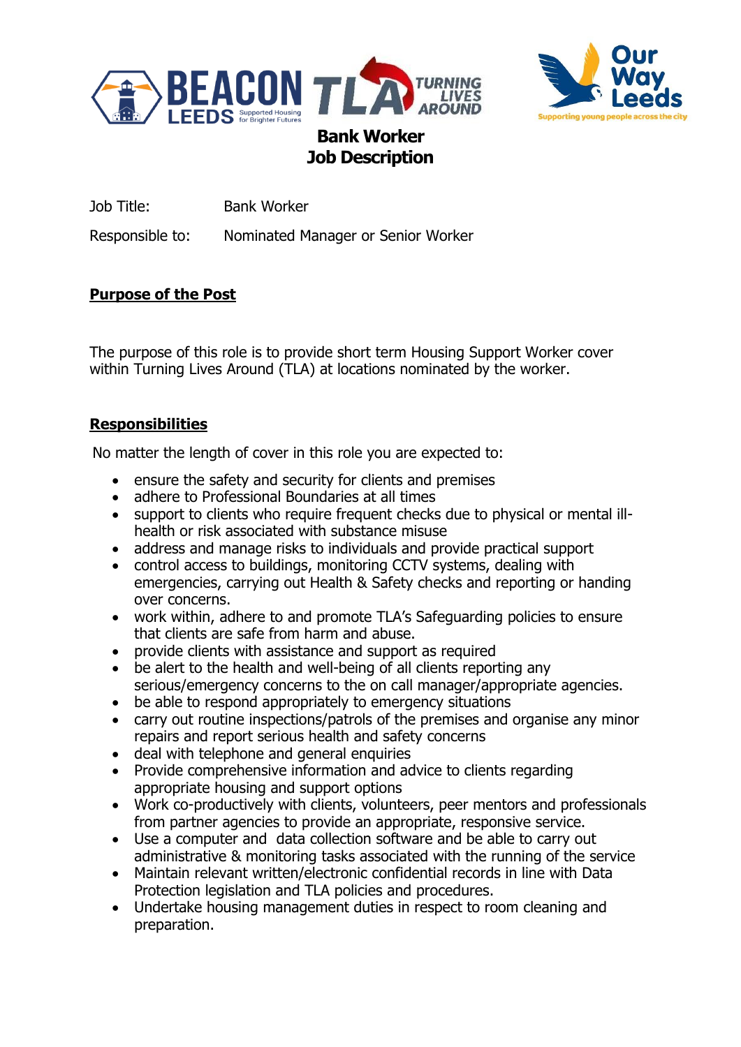# Bank Worker Job Description

Job Title: Bank Worker

Responsible to: Nominated Manager or Senior Worker

## Purpose of the Post

The purpose of this role is to provide short term Housing Support Worker cover within Turning Lives Around (TLA) at locations nominated by the worker.

## Responsibilities

No matter the length of cover in this role you are expected to:

- ensure the safety and security for clients and premises
- adhere to Professional Boundaries at all times
- support to clients who require frequent checks due to physical or mental ill-health or risk associated with substance misuse
- address and manage risks to individuals and provide practical support
- control access to buildings, monitoring CCTV systems, dealing with emergencies, carrying out Health & Safety checks and reporting or handing over concerns.
- work within, adhere to and promote TLA's Safeguarding policies to ensure that clients are safe from harm and abuse.
- provide clients with assistance and support as required
- be alert to the health and well-being of all clients reporting any serious/emergency concerns to the on call manager/appropriate agencies.
- be able to respond appropriately to emergency situations
- carry out routine inspections/patrols of the premises and organise any minor repairs and report serious health and safety concerns
- deal with telephone and general enquiries
- Provide comprehensive information and advice to clients regarding appropriate housing and support options
- Work co-productively with clients, volunteers, peer mentors and professionals from partner agencies to provide an appropriate, responsive service.
- Use a computer and data collection software and be able to carry out administrative & monitoring tasks associated with the running of the service
- Maintain relevant written/electronic confidential records in line with Data Protection legislation and TLA policies and procedures.
- Undertake housing management duties in respect to room cleaning and preparation.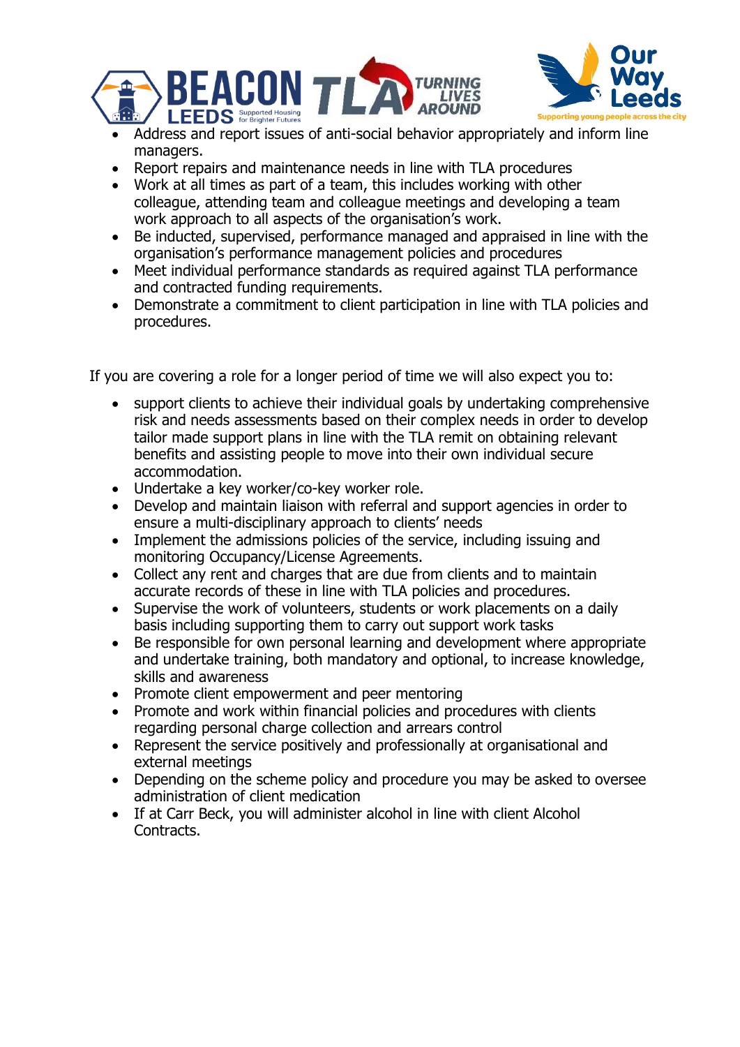- Address and report issues of anti-social behavior appropriately and inform line managers.
- Report repairs and maintenance needs in line with TLA procedures
- Work at all times as part of a team, this includes working with other colleague, attending team and colleague meetings and developing a team work approach to all aspects of the organisation's work.
- Be inducted, supervised, performance managed and appraised in line with the organisation's performance management policies and procedures
- Meet individual performance standards as required against TLA performance and contracted funding requirements.
- Demonstrate a commitment to client participation in line with TLA policies and procedures.

If you are covering a role for a longer period of time we will also expect you to:

- support clients to achieve their individual goals by undertaking comprehensive risk and needs assessments based on their complex needs in order to develop tailor made support plans in line with the TLA remit on obtaining relevant benefits and assisting people to move into their own individual secure accommodation.
- Undertake a key worker/co-key worker role.
- Develop and maintain liaison with referral and support agencies in order to ensure a multi-disciplinary approach to clients' needs
- Implement the admissions policies of the service, including issuing and monitoring Occupancy/License Agreements.
- Collect any rent and charges that are due from clients and to maintain accurate records of these in line with TLA policies and procedures.
- Supervise the work of volunteers, students or work placements on a daily basis including supporting them to carry out support work tasks
- Be responsible for own personal learning and development where appropriate and undertake training, both mandatory and optional, to increase knowledge, skills and awareness
- Promote client empowerment and peer mentoring
- Promote and work within financial policies and procedures with clients regarding personal charge collection and arrears control
- Represent the service positively and professionally at organisational and external meetings
- Depending on the scheme policy and procedure you may be asked to oversee administration of client medication
- If at Carr Beck, you will administer alcohol in line with client Alcohol Contracts.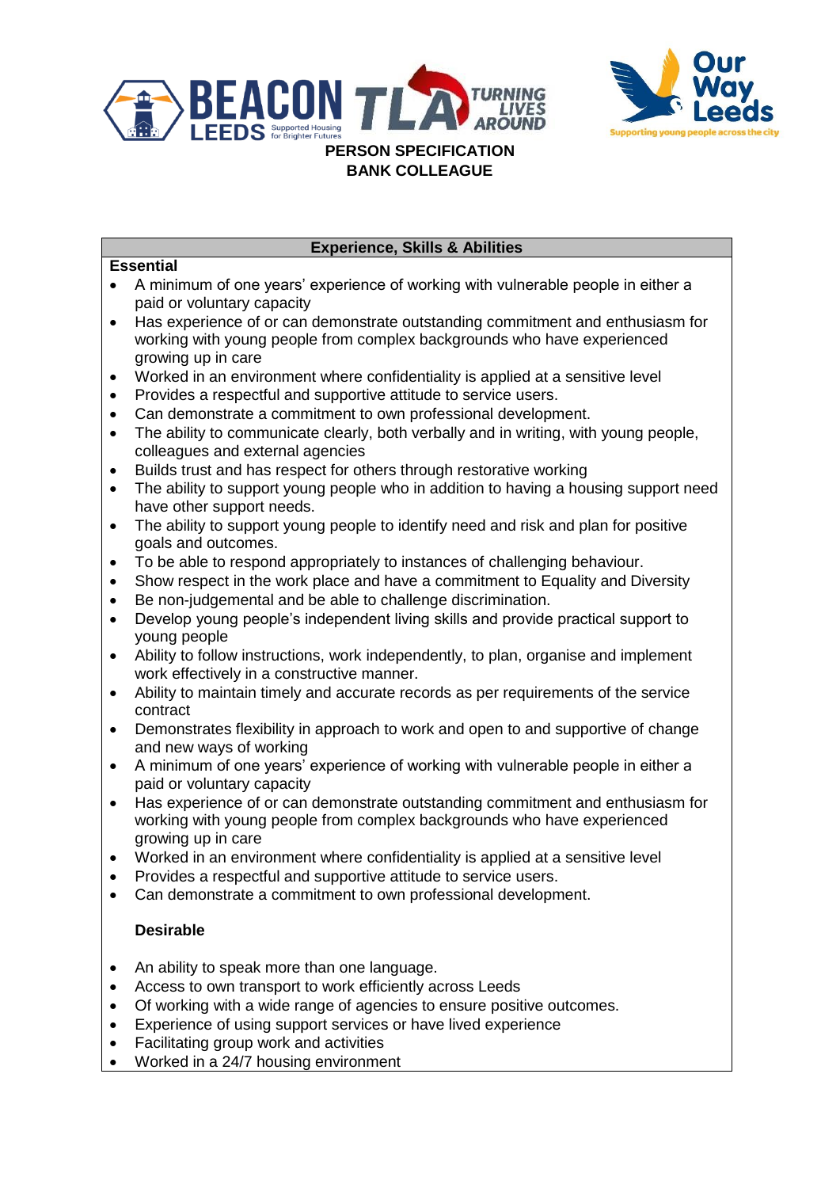**PERSON SPECIFICATION**
**BANK COLLEAGUE**

## Experience, Skills & Abilities

**Essential**

- A minimum of one years' experience of working with vulnerable people in either a paid or voluntary capacity
- Has experience of or can demonstrate outstanding commitment and enthusiasm for working with young people from complex backgrounds who have experienced growing up in care
- Worked in an environment where confidentiality is applied at a sensitive level
- Provides a respectful and supportive attitude to service users.
- Can demonstrate a commitment to own professional development.
- The ability to communicate clearly, both verbally and in writing, with young people, colleagues and external agencies
- Builds trust and has respect for others through restorative working
- The ability to support young people who in addition to having a housing support need have other support needs.
- The ability to support young people to identify need and risk and plan for positive goals and outcomes.
- To be able to respond appropriately to instances of challenging behaviour.
- Show respect in the work place and have a commitment to Equality and Diversity
- Be non-judgemental and be able to challenge discrimination.
- Develop young people's independent living skills and provide practical support to young people
- Ability to follow instructions, work independently, to plan, organise and implement work effectively in a constructive manner.
- Ability to maintain timely and accurate records as per requirements of the service contract
- Demonstrates flexibility in approach to work and open to and supportive of change and new ways of working
- A minimum of one years' experience of working with vulnerable people in either a paid or voluntary capacity
- Has experience of or can demonstrate outstanding commitment and enthusiasm for working with young people from complex backgrounds who have experienced growing up in care
- Worked in an environment where confidentiality is applied at a sensitive level
- Provides a respectful and supportive attitude to service users.
- Can demonstrate a commitment to own professional development.

**Desirable**

- An ability to speak more than one language.
- Access to own transport to work efficiently across Leeds
- Of working with a wide range of agencies to ensure positive outcomes.
- Experience of using support services or have lived experience
- Facilitating group work and activities
- Worked in a 24/7 housing environment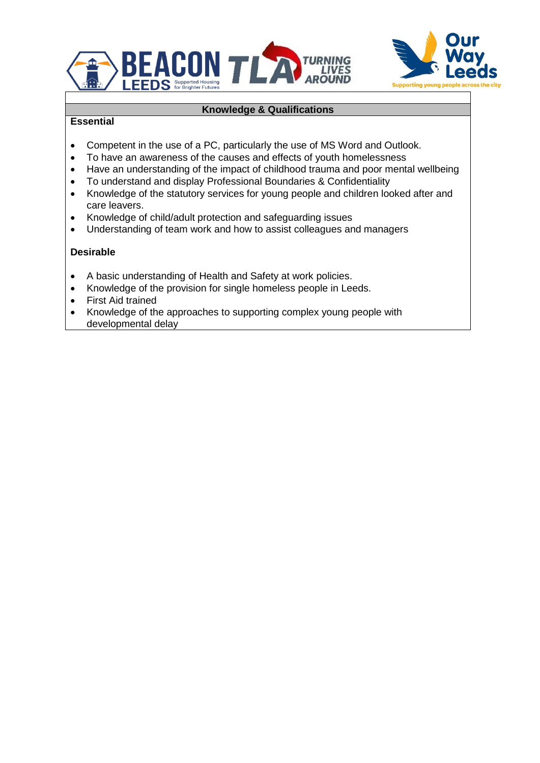## Knowledge & Qualifications

**Essential**

- Competent in the use of a PC, particularly the use of MS Word and Outlook.
- To have an awareness of the causes and effects of youth homelessness
- Have an understanding of the impact of childhood trauma and poor mental wellbeing
- To understand and display Professional Boundaries & Confidentiality
- Knowledge of the statutory services for young people and children looked after and care leavers.
- Knowledge of child/adult protection and safeguarding issues
- Understanding of team work and how to assist colleagues and managers

**Desirable**

- A basic understanding of Health and Safety at work policies.
- Knowledge of the provision for single homeless people in Leeds.
- First Aid trained
- Knowledge of the approaches to supporting complex young people with developmental delay